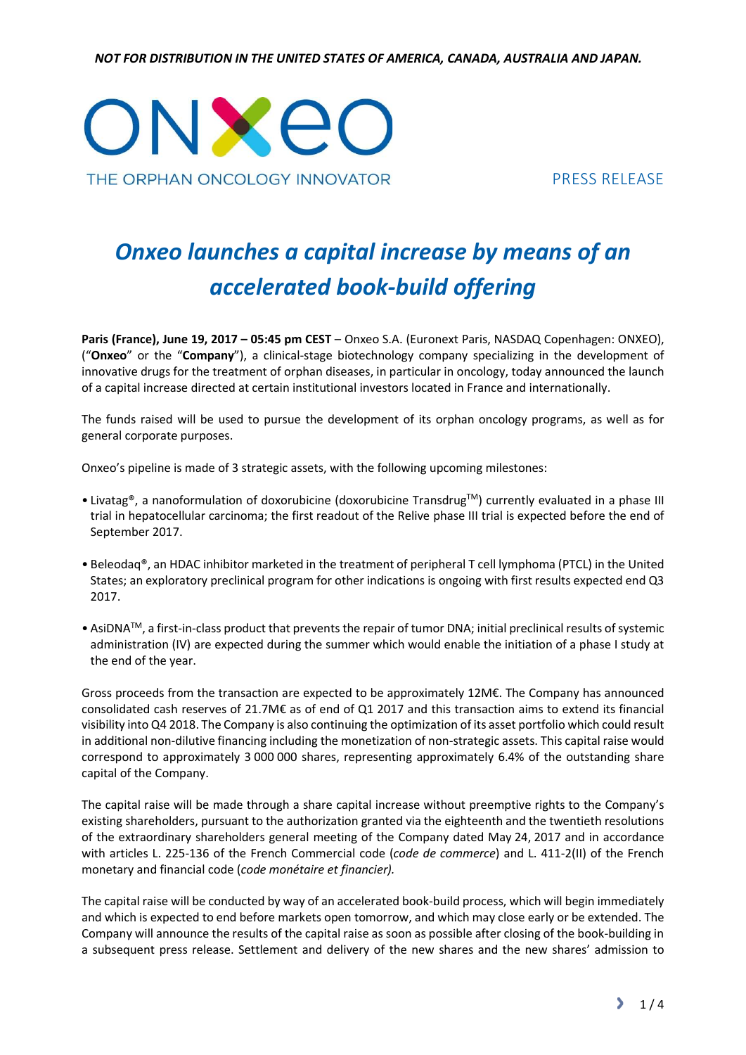*NOT FOR DISTRIBUTION IN THE UNITED STATES OF AMERICA, CANADA, AUSTRALIA AND JAPAN.*

ONXEO
THE ORPHAN ONCOLOGY INNOVATOR

PRESS RELEASE

# *Onxeo launches a capital increase by means of an accelerated book-build offering*

**Paris (France), June 19, 2017 – 05:45 pm CEST** – Onxeo S.A. (Euronext Paris, NASDAQ Copenhagen: ONXEO), ("**Onxeo**" or the "**Company**"), a clinical-stage biotechnology company specializing in the development of innovative drugs for the treatment of orphan diseases, in particular in oncology, today announced the launch of a capital increase directed at certain institutional investors located in France and internationally.

The funds raised will be used to pursue the development of its orphan oncology programs, as well as for general corporate purposes.

Onxeo's pipeline is made of 3 strategic assets, with the following upcoming milestones:

- Livatag®, a nanoformulation of doxorubicine (doxorubicine Transdrug™) currently evaluated in a phase III trial in hepatocellular carcinoma; the first readout of the Relive phase III trial is expected before the end of September 2017.
- Beleodaq®, an HDAC inhibitor marketed in the treatment of peripheral T cell lymphoma (PTCL) in the United States; an exploratory preclinical program for other indications is ongoing with first results expected end Q3 2017.
- AsiDNA™, a first-in-class product that prevents the repair of tumor DNA; initial preclinical results of systemic administration (IV) are expected during the summer which would enable the initiation of a phase I study at the end of the year.

Gross proceeds from the transaction are expected to be approximately 12M€. The Company has announced consolidated cash reserves of 21.7M€ as of end of Q1 2017 and this transaction aims to extend its financial visibility into Q4 2018. The Company is also continuing the optimization of its asset portfolio which could result in additional non-dilutive financing including the monetization of non-strategic assets. This capital raise would correspond to approximately 3 000 000 shares, representing approximately 6.4% of the outstanding share capital of the Company.

The capital raise will be made through a share capital increase without preemptive rights to the Company's existing shareholders, pursuant to the authorization granted via the eighteenth and the twentieth resolutions of the extraordinary shareholders general meeting of the Company dated May 24, 2017 and in accordance with articles L. 225-136 of the French Commercial code (*code de commerce*) and L. 411-2(II) of the French monetary and financial code (*code monétaire et financier).*

The capital raise will be conducted by way of an accelerated book-build process, which will begin immediately and which is expected to end before markets open tomorrow, and which may close early or be extended. The Company will announce the results of the capital raise as soon as possible after closing of the book-building in a subsequent press release. Settlement and delivery of the new shares and the new shares' admission to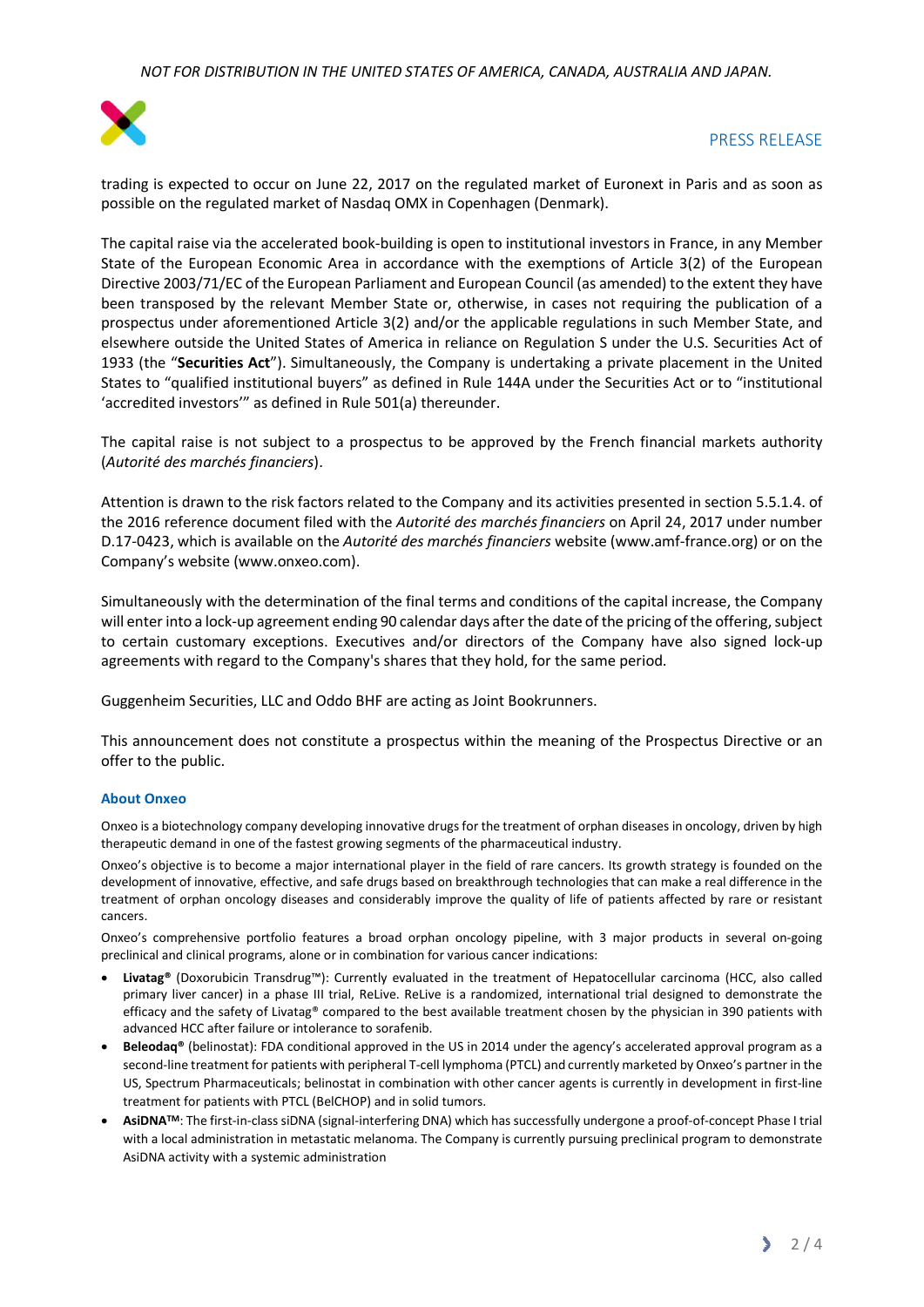trading is expected to occur on June 22, 2017 on the regulated market of Euronext in Paris and as soon as possible on the regulated market of Nasdaq OMX in Copenhagen (Denmark).

The capital raise via the accelerated book-building is open to institutional investors in France, in any Member State of the European Economic Area in accordance with the exemptions of Article 3(2) of the European Directive 2003/71/EC of the European Parliament and European Council (as amended) to the extent they have been transposed by the relevant Member State or, otherwise, in cases not requiring the publication of a prospectus under aforementioned Article 3(2) and/or the applicable regulations in such Member State, and elsewhere outside the United States of America in reliance on Regulation S under the U.S. Securities Act of 1933 (the "**Securities Act**"). Simultaneously, the Company is undertaking a private placement in the United States to "qualified institutional buyers" as defined in Rule 144A under the Securities Act or to "institutional 'accredited investors'" as defined in Rule 501(a) thereunder.

The capital raise is not subject to a prospectus to be approved by the French financial markets authority (*Autorité des marchés financiers*).

Attention is drawn to the risk factors related to the Company and its activities presented in section 5.5.1.4. of the 2016 reference document filed with the *Autorité des marchés financiers* on April 24, 2017 under number D.17-0423, which is available on the *Autorité des marchés financiers* website (www.amf-france.org) or on the Company's website (www.onxeo.com).

Simultaneously with the determination of the final terms and conditions of the capital increase, the Company will enter into a lock-up agreement ending 90 calendar days after the date of the pricing of the offering, subject to certain customary exceptions. Executives and/or directors of the Company have also signed lock-up agreements with regard to the Company's shares that they hold, for the same period.

Guggenheim Securities, LLC and Oddo BHF are acting as Joint Bookrunners.

This announcement does not constitute a prospectus within the meaning of the Prospectus Directive or an offer to the public.

### About Onxeo

Onxeo is a biotechnology company developing innovative drugs for the treatment of orphan diseases in oncology, driven by high therapeutic demand in one of the fastest growing segments of the pharmaceutical industry.

Onxeo's objective is to become a major international player in the field of rare cancers. Its growth strategy is founded on the development of innovative, effective, and safe drugs based on breakthrough technologies that can make a real difference in the treatment of orphan oncology diseases and considerably improve the quality of life of patients affected by rare or resistant cancers.

Onxeo's comprehensive portfolio features a broad orphan oncology pipeline, with 3 major products in several on-going preclinical and clinical programs, alone or in combination for various cancer indications:

- **Livatag®** (Doxorubicin Transdrug™): Currently evaluated in the treatment of Hepatocellular carcinoma (HCC, also called primary liver cancer) in a phase III trial, ReLive. ReLive is a randomized, international trial designed to demonstrate the efficacy and the safety of Livatag® compared to the best available treatment chosen by the physician in 390 patients with advanced HCC after failure or intolerance to sorafenib.
- **Beleodaq®** (belinostat): FDA conditional approved in the US in 2014 under the agency's accelerated approval program as a second-line treatment for patients with peripheral T-cell lymphoma (PTCL) and currently marketed by Onxeo's partner in the US, Spectrum Pharmaceuticals; belinostat in combination with other cancer agents is currently in development in first-line treatment for patients with PTCL (BelCHOP) and in solid tumors.
- **AsiDNA™**: The first-in-class siDNA (signal-interfering DNA) which has successfully undergone a proof-of-concept Phase I trial with a local administration in metastatic melanoma. The Company is currently pursuing preclinical program to demonstrate AsiDNA activity with a systemic administration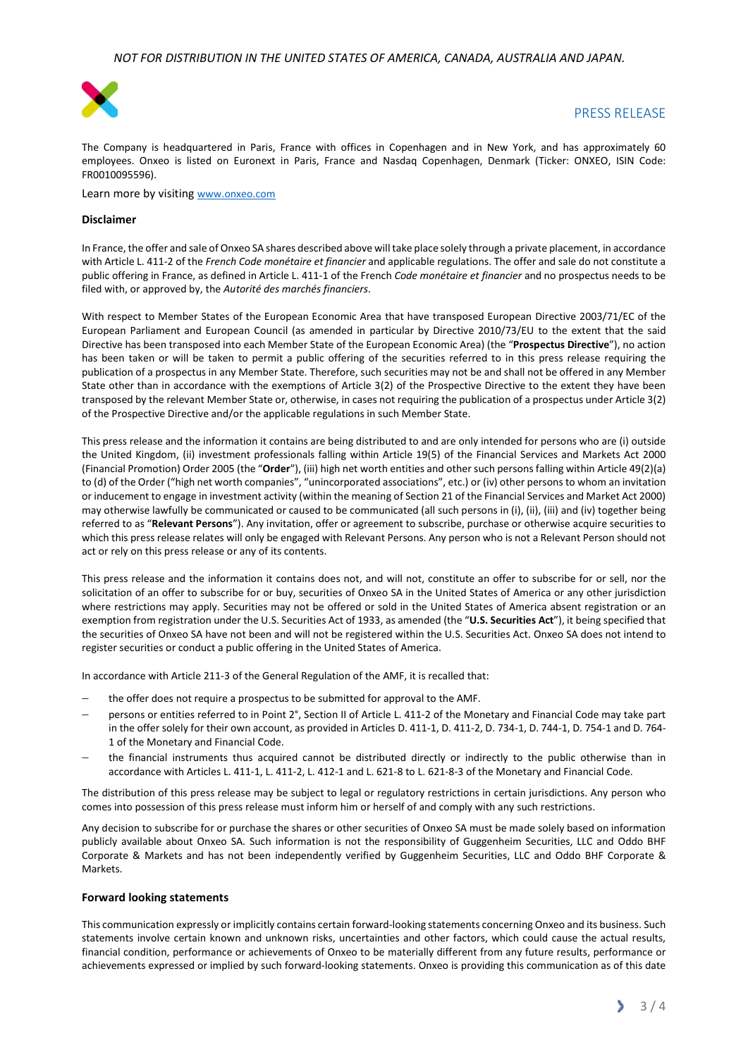The Company is headquartered in Paris, France with offices in Copenhagen and in New York, and has approximately 60 employees. Onxeo is listed on Euronext in Paris, France and Nasdaq Copenhagen, Denmark (Ticker: ONXEO, ISIN Code: FR0010095596).

Learn more by visiting www.onxeo.com

**Disclaimer**

In France, the offer and sale of Onxeo SA shares described above will take place solely through a private placement, in accordance with Article L. 411-2 of the *French Code monétaire et financier* and applicable regulations. The offer and sale do not constitute a public offering in France, as defined in Article L. 411-1 of the French *Code monétaire et financier* and no prospectus needs to be filed with, or approved by, the *Autorité des marchés financiers*.

With respect to Member States of the European Economic Area that have transposed European Directive 2003/71/EC of the European Parliament and European Council (as amended in particular by Directive 2010/73/EU to the extent that the said Directive has been transposed into each Member State of the European Economic Area) (the "**Prospectus Directive**"), no action has been taken or will be taken to permit a public offering of the securities referred to in this press release requiring the publication of a prospectus in any Member State. Therefore, such securities may not be and shall not be offered in any Member State other than in accordance with the exemptions of Article 3(2) of the Prospective Directive to the extent they have been transposed by the relevant Member State or, otherwise, in cases not requiring the publication of a prospectus under Article 3(2) of the Prospective Directive and/or the applicable regulations in such Member State.

This press release and the information it contains are being distributed to and are only intended for persons who are (i) outside the United Kingdom, (ii) investment professionals falling within Article 19(5) of the Financial Services and Markets Act 2000 (Financial Promotion) Order 2005 (the "**Order**"), (iii) high net worth entities and other such persons falling within Article 49(2)(a) to (d) of the Order ("high net worth companies", "unincorporated associations", etc.) or (iv) other persons to whom an invitation or inducement to engage in investment activity (within the meaning of Section 21 of the Financial Services and Market Act 2000) may otherwise lawfully be communicated or caused to be communicated (all such persons in (i), (ii), (iii) and (iv) together being referred to as "**Relevant Persons**"). Any invitation, offer or agreement to subscribe, purchase or otherwise acquire securities to which this press release relates will only be engaged with Relevant Persons. Any person who is not a Relevant Person should not act or rely on this press release or any of its contents.

This press release and the information it contains does not, and will not, constitute an offer to subscribe for or sell, nor the solicitation of an offer to subscribe for or buy, securities of Onxeo SA in the United States of America or any other jurisdiction where restrictions may apply. Securities may not be offered or sold in the United States of America absent registration or an exemption from registration under the U.S. Securities Act of 1933, as amended (the "**U.S. Securities Act**"), it being specified that the securities of Onxeo SA have not been and will not be registered within the U.S. Securities Act. Onxeo SA does not intend to register securities or conduct a public offering in the United States of America.

In accordance with Article 211-3 of the General Regulation of the AMF, it is recalled that:

- the offer does not require a prospectus to be submitted for approval to the AMF.
- persons or entities referred to in Point 2°, Section II of Article L. 411-2 of the Monetary and Financial Code may take part in the offer solely for their own account, as provided in Articles D. 411-1, D. 411-2, D. 734-1, D. 744-1, D. 754-1 and D. 764-1 of the Monetary and Financial Code.
- the financial instruments thus acquired cannot be distributed directly or indirectly to the public otherwise than in accordance with Articles L. 411-1, L. 411-2, L. 412-1 and L. 621-8 to L. 621-8-3 of the Monetary and Financial Code.

The distribution of this press release may be subject to legal or regulatory restrictions in certain jurisdictions. Any person who comes into possession of this press release must inform him or herself of and comply with any such restrictions.

Any decision to subscribe for or purchase the shares or other securities of Onxeo SA must be made solely based on information publicly available about Onxeo SA. Such information is not the responsibility of Guggenheim Securities, LLC and Oddo BHF Corporate & Markets and has not been independently verified by Guggenheim Securities, LLC and Oddo BHF Corporate & Markets.

**Forward looking statements**

This communication expressly or implicitly contains certain forward-looking statements concerning Onxeo and its business. Such statements involve certain known and unknown risks, uncertainties and other factors, which could cause the actual results, financial condition, performance or achievements of Onxeo to be materially different from any future results, performance or achievements expressed or implied by such forward-looking statements. Onxeo is providing this communication as of this date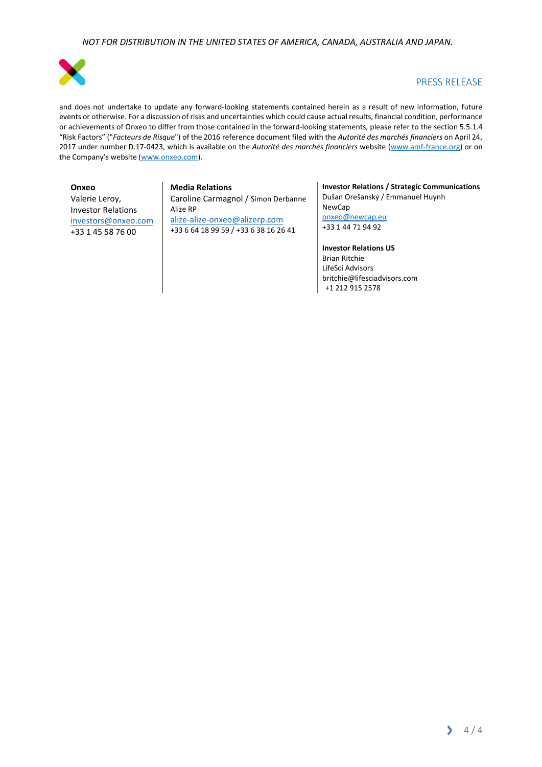and does not undertake to update any forward-looking statements contained herein as a result of new information, future events or otherwise. For a discussion of risks and uncertainties which could cause actual results, financial condition, performance or achievements of Onxeo to differ from those contained in the forward-looking statements, please refer to the section 5.5.1.4 “Risk Factors” ("*Facteurs de Risque*") of the 2016 reference document filed with the *Autorité des marchés financiers* on April 24, 2017 under number D.17-0423, which is available on the *Autorité des marchés financiers* website (www.amf-france.org) or on the Company’s website (www.onxeo.com).

**Onxeo**
Valerie Leroy,
Investor Relations
investors@onxeo.com
+33 1 45 58 76 00

**Media Relations**
Caroline Carmagnol / Simon Derbanne
Alize RP
alize-alize-onxeo@alizerp.com
+33 6 64 18 99 59 / +33 6 38 16 26 41

**Investor Relations / Strategic Communications**
Dušan Orešanský / Emmanuel Huynh
NewCap
onxeo@newcap.eu
+33 1 44 71 94 92

**Investor Relations US**
Brian Ritchie
LifeSci Advisors
britchie@lifesciadvisors.com
+1 212 915 2578